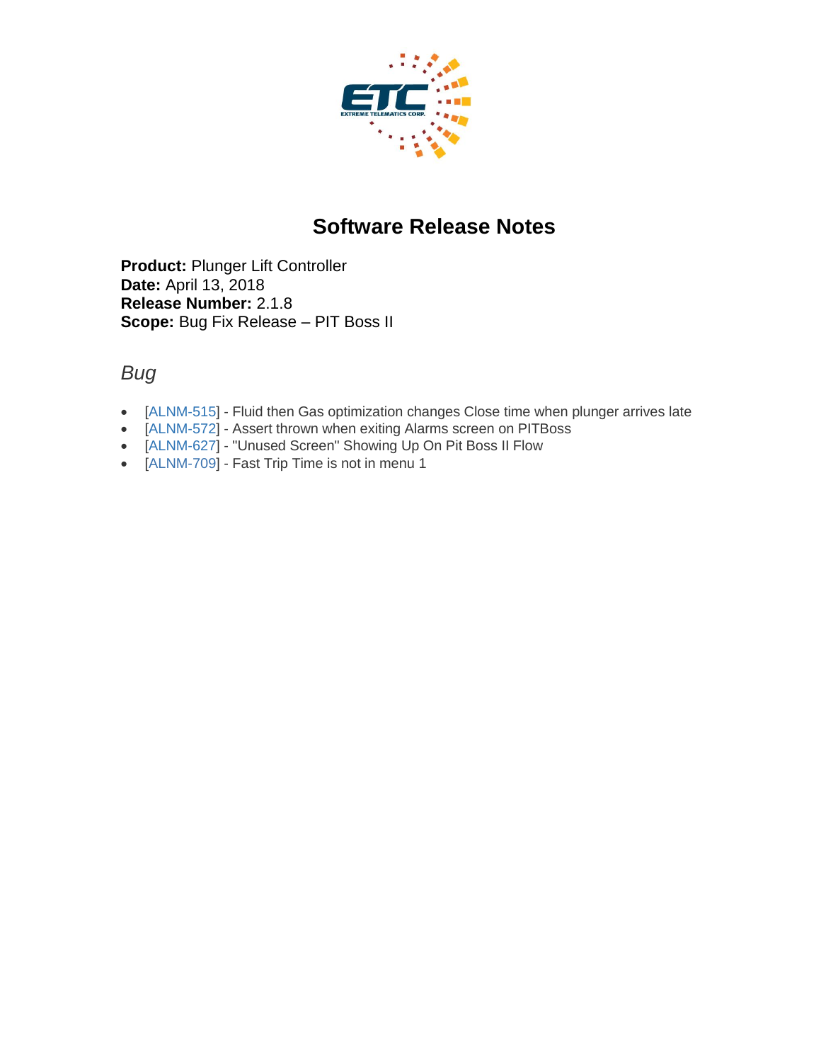# Software Release Notes

**Product:** Plunger Lift Controller
**Date:** April 13, 2018
**Release Number:** 2.1.8
**Scope:** Bug Fix Release – PIT Boss II

## *Bug*

- [ALNM-515] - Fluid then Gas optimization changes Close time when plunger arrives late
- [ALNM-572] - Assert thrown when exiting Alarms screen on PITBoss
- [ALNM-627] - "Unused Screen" Showing Up On Pit Boss II Flow
- [ALNM-709] - Fast Trip Time is not in menu 1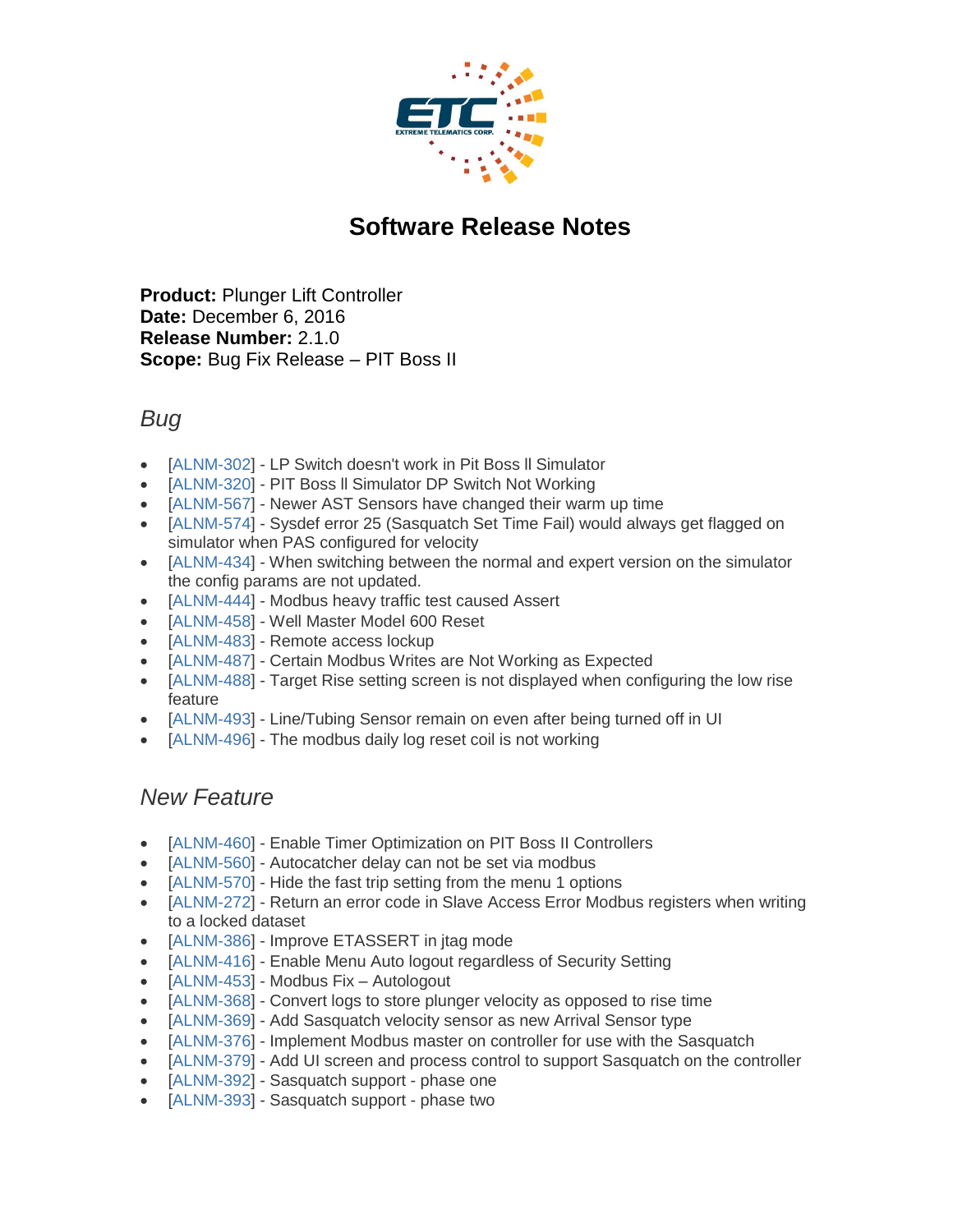# Software Release Notes

**Product:** Plunger Lift Controller
**Date:** December 6, 2016
**Release Number:** 2.1.0
**Scope:** Bug Fix Release – PIT Boss II

## *Bug*

- [ALNM-302] - LP Switch doesn't work in Pit Boss ll Simulator
- [ALNM-320] - PIT Boss ll Simulator DP Switch Not Working
- [ALNM-567] - Newer AST Sensors have changed their warm up time
- [ALNM-574] - Sysdef error 25 (Sasquatch Set Time Fail) would always get flagged on simulator when PAS configured for velocity
- [ALNM-434] - When switching between the normal and expert version on the simulator the config params are not updated.
- [ALNM-444] - Modbus heavy traffic test caused Assert
- [ALNM-458] - Well Master Model 600 Reset
- [ALNM-483] - Remote access lockup
- [ALNM-487] - Certain Modbus Writes are Not Working as Expected
- [ALNM-488] - Target Rise setting screen is not displayed when configuring the low rise feature
- [ALNM-493] - Line/Tubing Sensor remain on even after being turned off in UI
- [ALNM-496] - The modbus daily log reset coil is not working

## *New Feature*

- [ALNM-460] - Enable Timer Optimization on PIT Boss II Controllers
- [ALNM-560] - Autocatcher delay can not be set via modbus
- [ALNM-570] - Hide the fast trip setting from the menu 1 options
- [ALNM-272] - Return an error code in Slave Access Error Modbus registers when writing to a locked dataset
- [ALNM-386] - Improve ETASSERT in jtag mode
- [ALNM-416] - Enable Menu Auto logout regardless of Security Setting
- [ALNM-453] - Modbus Fix – Autologout
- [ALNM-368] - Convert logs to store plunger velocity as opposed to rise time
- [ALNM-369] - Add Sasquatch velocity sensor as new Arrival Sensor type
- [ALNM-376] - Implement Modbus master on controller for use with the Sasquatch
- [ALNM-379] - Add UI screen and process control to support Sasquatch on the controller
- [ALNM-392] - Sasquatch support - phase one
- [ALNM-393] - Sasquatch support - phase two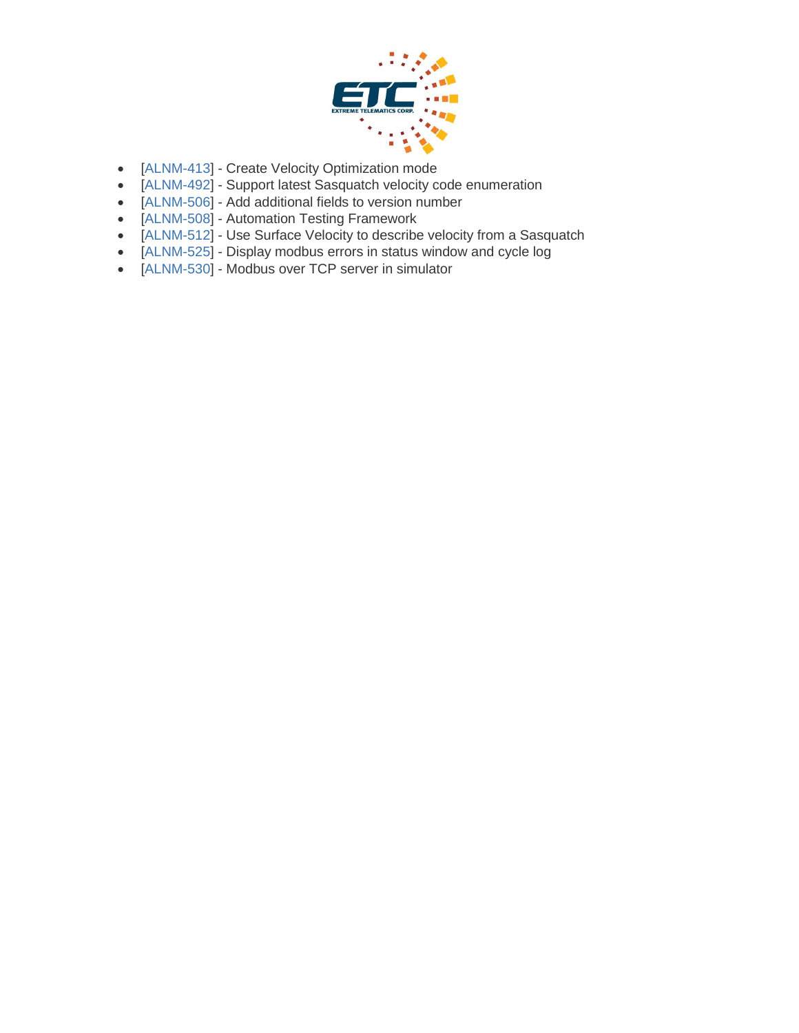- [ALNM-413] - Create Velocity Optimization mode
- [ALNM-492] - Support latest Sasquatch velocity code enumeration
- [ALNM-506] - Add additional fields to version number
- [ALNM-508] - Automation Testing Framework
- [ALNM-512] - Use Surface Velocity to describe velocity from a Sasquatch
- [ALNM-525] - Display modbus errors in status window and cycle log
- [ALNM-530] - Modbus over TCP server in simulator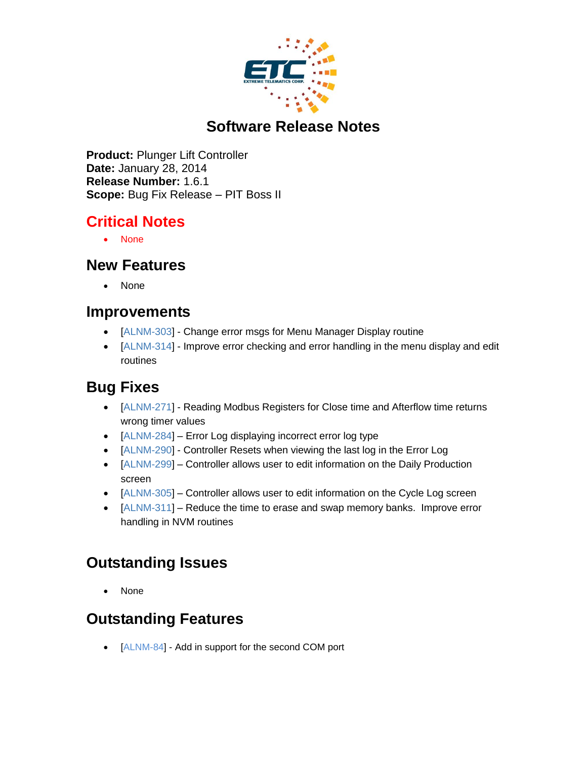# Software Release Notes

**Product:** Plunger Lift Controller
**Date:** January 28, 2014
**Release Number:** 1.6.1
**Scope:** Bug Fix Release – PIT Boss II

## Critical Notes

- None

## New Features

- None

## Improvements

- [ALNM-303] - Change error msgs for Menu Manager Display routine
- [ALNM-314] - Improve error checking and error handling in the menu display and edit routines

## Bug Fixes

- [ALNM-271] - Reading Modbus Registers for Close time and Afterflow time returns wrong timer values
- [ALNM-284] – Error Log displaying incorrect error log type
- [ALNM-290] - Controller Resets when viewing the last log in the Error Log
- [ALNM-299] – Controller allows user to edit information on the Daily Production screen
- [ALNM-305] – Controller allows user to edit information on the Cycle Log screen
- [ALNM-311] – Reduce the time to erase and swap memory banks. Improve error handling in NVM routines

## Outstanding Issues

- None

## Outstanding Features

- [ALNM-84] - Add in support for the second COM port